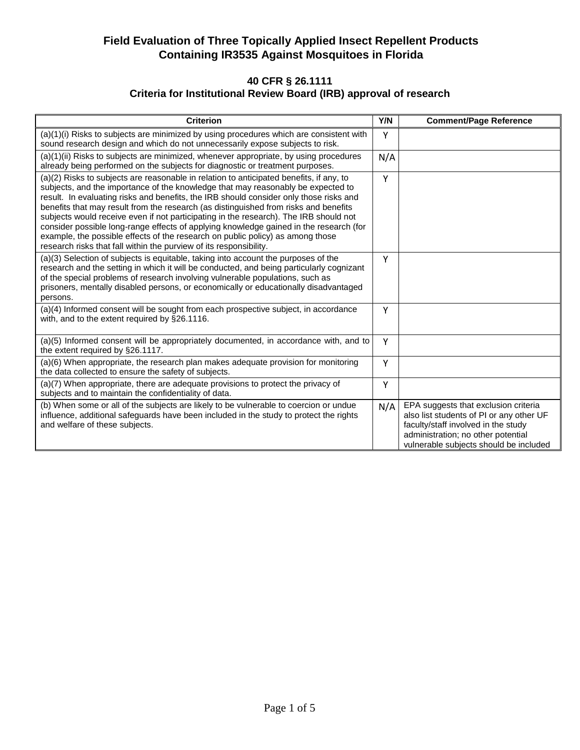# Field Evaluation of Three Topically Applied Insect Repellent Products Containing IR3535 Against Mosquitoes in Florida

## 40 CFR § 26.1111
## Criteria for Institutional Review Board (IRB) approval of research

| Criterion | Y/N | Comment/Page Reference |
|---|---|---|
| (a)(1)(i) Risks to subjects are minimized by using procedures which are consistent with sound research design and which do not unnecessarily expose subjects to risk. | Y | |
| (a)(1)(ii) Risks to subjects are minimized, whenever appropriate, by using procedures already being performed on the subjects for diagnostic or treatment purposes. | N/A | |
| (a)(2) Risks to subjects are reasonable in relation to anticipated benefits, if any, to subjects, and the importance of the knowledge that may reasonably be expected to result. In evaluating risks and benefits, the IRB should consider only those risks and benefits that may result from the research (as distinguished from risks and benefits subjects would receive even if not participating in the research). The IRB should not consider possible long-range effects of applying knowledge gained in the research (for example, the possible effects of the research on public policy) as among those research risks that fall within the purview of its responsibility. | Y | |
| (a)(3) Selection of subjects is equitable, taking into account the purposes of the research and the setting in which it will be conducted, and being particularly cognizant of the special problems of research involving vulnerable populations, such as prisoners, mentally disabled persons, or economically or educationally disadvantaged persons. | Y | |
| (a)(4) Informed consent will be sought from each prospective subject, in accordance with, and to the extent required by §26.1116. | Y | |
| (a)(5) Informed consent will be appropriately documented, in accordance with, and to the extent required by §26.1117. | Y | |
| (a)(6) When appropriate, the research plan makes adequate provision for monitoring the data collected to ensure the safety of subjects. | Y | |
| (a)(7) When appropriate, there are adequate provisions to protect the privacy of subjects and to maintain the confidentiality of data. | Y | |
| (b) When some or all of the subjects are likely to be vulnerable to coercion or undue influence, additional safeguards have been included in the study to protect the rights and welfare of these subjects. | N/A | EPA suggests that exclusion criteria also list students of PI or any other UF faculty/staff involved in the study administration; no other potential vulnerable subjects should be included |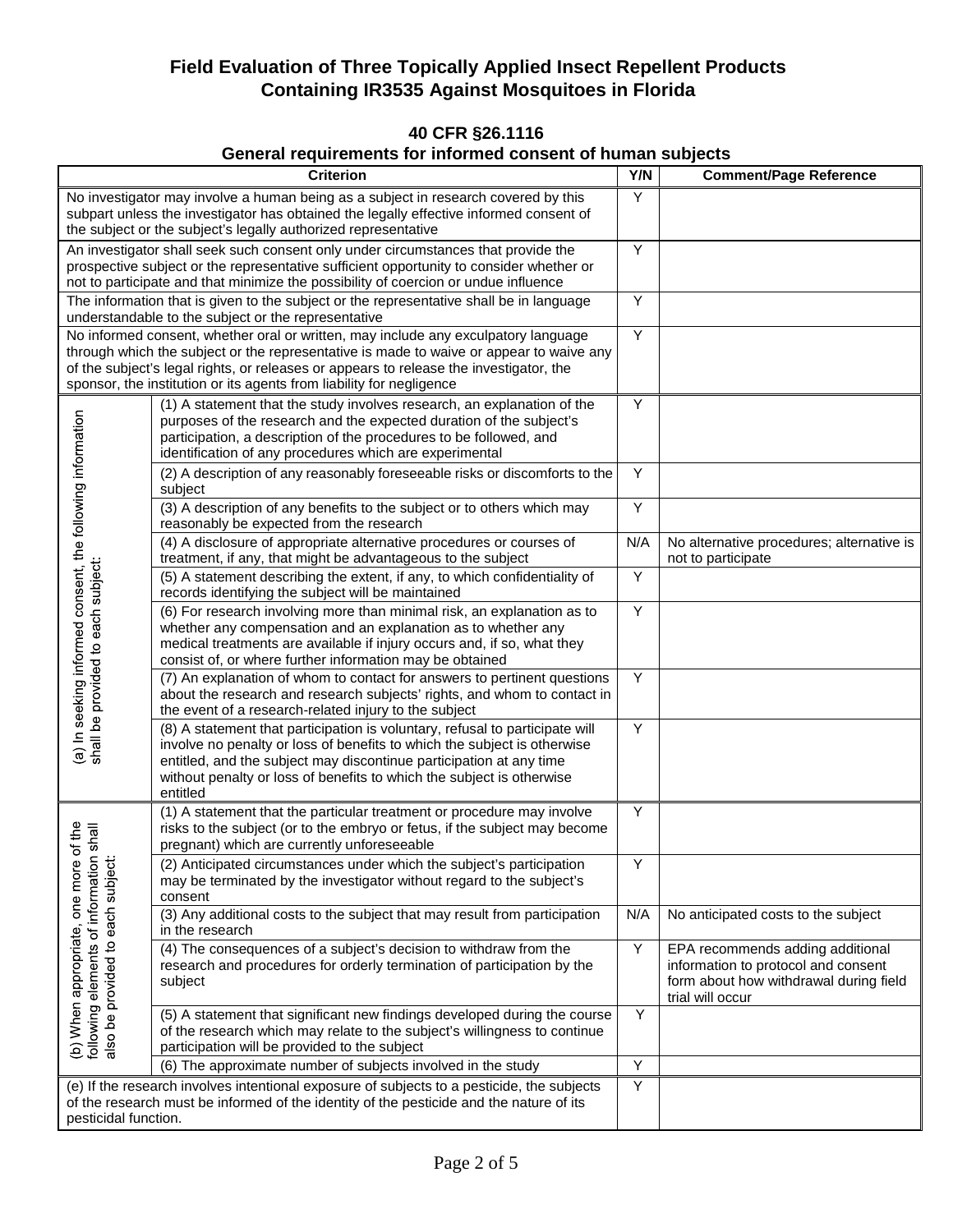# Field Evaluation of Three Topically Applied Insect Repellent Products Containing IR3535 Against Mosquitoes in Florida

## 40 CFR §26.1116
## General requirements for informed consent of human subjects

| Criterion | | Y/N | Comment/Page Reference |
|---|---|---|---|
| No investigator may involve a human being as a subject in research covered by this subpart unless the investigator has obtained the legally effective informed consent of the subject or the subject's legally authorized representative | | Y | |
| An investigator shall seek such consent only under circumstances that provide the prospective subject or the representative sufficient opportunity to consider whether or not to participate and that minimize the possibility of coercion or undue influence | | Y | |
| The information that is given to the subject or the representative shall be in language understandable to the subject or the representative | | Y | |
| No informed consent, whether oral or written, may include any exculpatory language through which the subject or the representative is made to waive or appear to waive any of the subject's legal rights, or releases or appears to release the investigator, the sponsor, the institution or its agents from liability for negligence | | Y | |
| (a) In seeking informed consent, the following information shall be provided to each subject: | (1) A statement that the study involves research, an explanation of the purposes of the research and the expected duration of the subject's participation, a description of the procedures to be followed, and identification of any procedures which are experimental | Y | |
| | (2) A description of any reasonably foreseeable risks or discomforts to the subject | Y | |
| | (3) A description of any benefits to the subject or to others which may reasonably be expected from the research | Y | |
| | (4) A disclosure of appropriate alternative procedures or courses of treatment, if any, that might be advantageous to the subject | N/A | No alternative procedures; alternative is not to participate |
| | (5) A statement describing the extent, if any, to which confidentiality of records identifying the subject will be maintained | Y | |
| | (6) For research involving more than minimal risk, an explanation as to whether any compensation and an explanation as to whether any medical treatments are available if injury occurs and, if so, what they consist of, or where further information may be obtained | Y | |
| | (7) An explanation of whom to contact for answers to pertinent questions about the research and research subjects' rights, and whom to contact in the event of a research-related injury to the subject | Y | |
| | (8) A statement that participation is voluntary, refusal to participate will involve no penalty or loss of benefits to which the subject is otherwise entitled, and the subject may discontinue participation at any time without penalty or loss of benefits to which the subject is otherwise entitled | Y | |
| (b) When appropriate, one more of the following elements of information shall also be provided to each subject: | (1) A statement that the particular treatment or procedure may involve risks to the subject (or to the embryo or fetus, if the subject may become pregnant) which are currently unforeseeable | Y | |
| | (2) Anticipated circumstances under which the subject's participation may be terminated by the investigator without regard to the subject's consent | Y | |
| | (3) Any additional costs to the subject that may result from participation in the research | N/A | No anticipated costs to the subject |
| | (4) The consequences of a subject's decision to withdraw from the research and procedures for orderly termination of participation by the subject | Y | EPA recommends adding additional information to protocol and consent form about how withdrawal during field trial will occur |
| | (5) A statement that significant new findings developed during the course of the research which may relate to the subject's willingness to continue participation will be provided to the subject | Y | |
| | (6) The approximate number of subjects involved in the study | Y | |
| (e) If the research involves intentional exposure of subjects to a pesticide, the subjects of the research must be informed of the identity of the pesticide and the nature of its pesticidal function. | | Y | |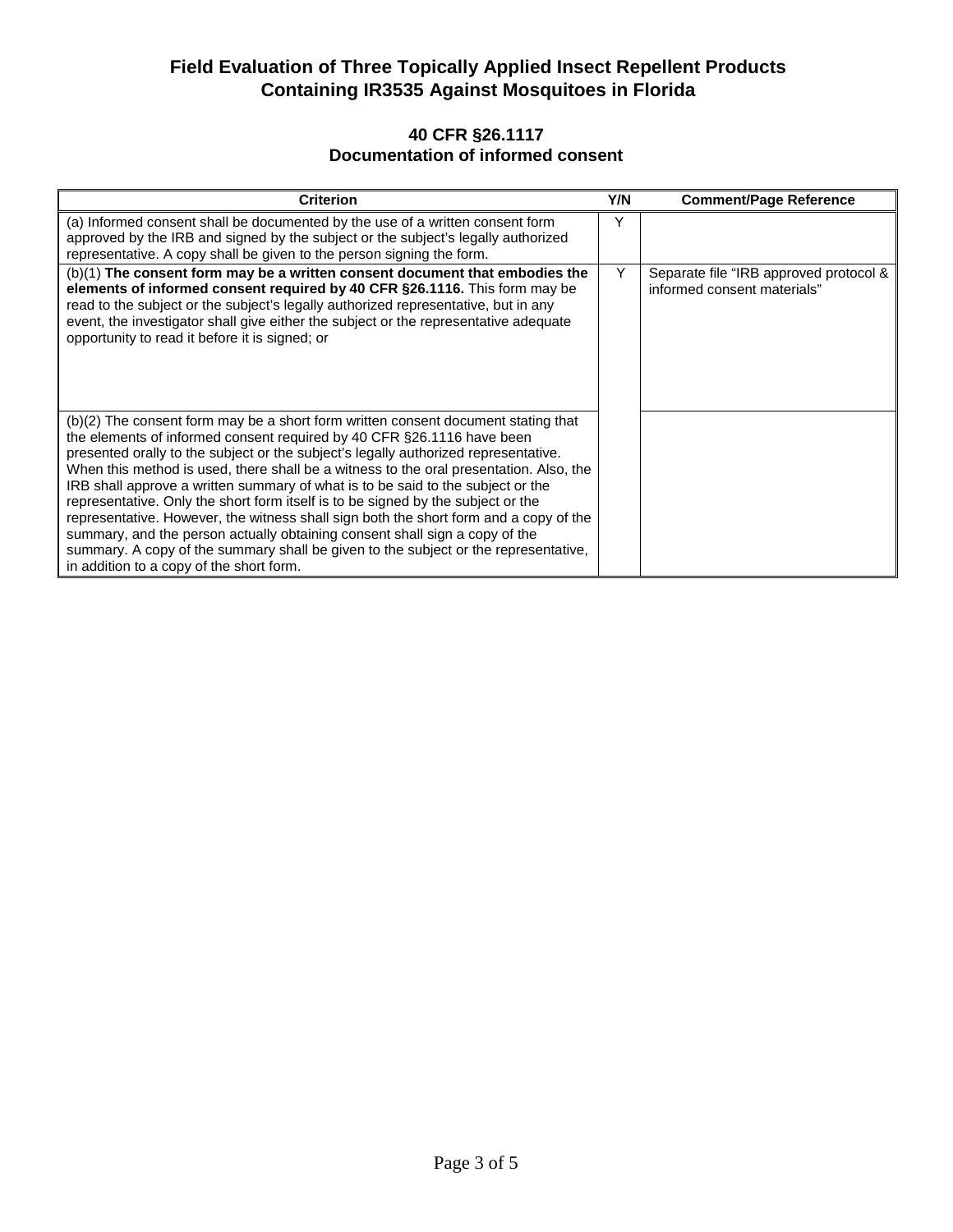# Field Evaluation of Three Topically Applied Insect Repellent Products Containing IR3535 Against Mosquitoes in Florida

## 40 CFR §26.1117
## Documentation of informed consent

| Criterion | Y/N | Comment/Page Reference |
|---|---|---|
| (a) Informed consent shall be documented by the use of a written consent form approved by the IRB and signed by the subject or the subject's legally authorized representative. A copy shall be given to the person signing the form. | Y | |
| (b)(1) **The consent form may be a written consent document that embodies the elements of informed consent required by 40 CFR §26.1116.** This form may be read to the subject or the subject's legally authorized representative, but in any event, the investigator shall give either the subject or the representative adequate opportunity to read it before it is signed; or | Y | Separate file "IRB approved protocol & informed consent materials" |
| (b)(2) The consent form may be a short form written consent document stating that the elements of informed consent required by 40 CFR §26.1116 have been presented orally to the subject or the subject's legally authorized representative. When this method is used, there shall be a witness to the oral presentation. Also, the IRB shall approve a written summary of what is to be said to the subject or the representative. Only the short form itself is to be signed by the subject or the representative. However, the witness shall sign both the short form and a copy of the summary, and the person actually obtaining consent shall sign a copy of the summary. A copy of the summary shall be given to the subject or the representative, in addition to a copy of the short form. | | |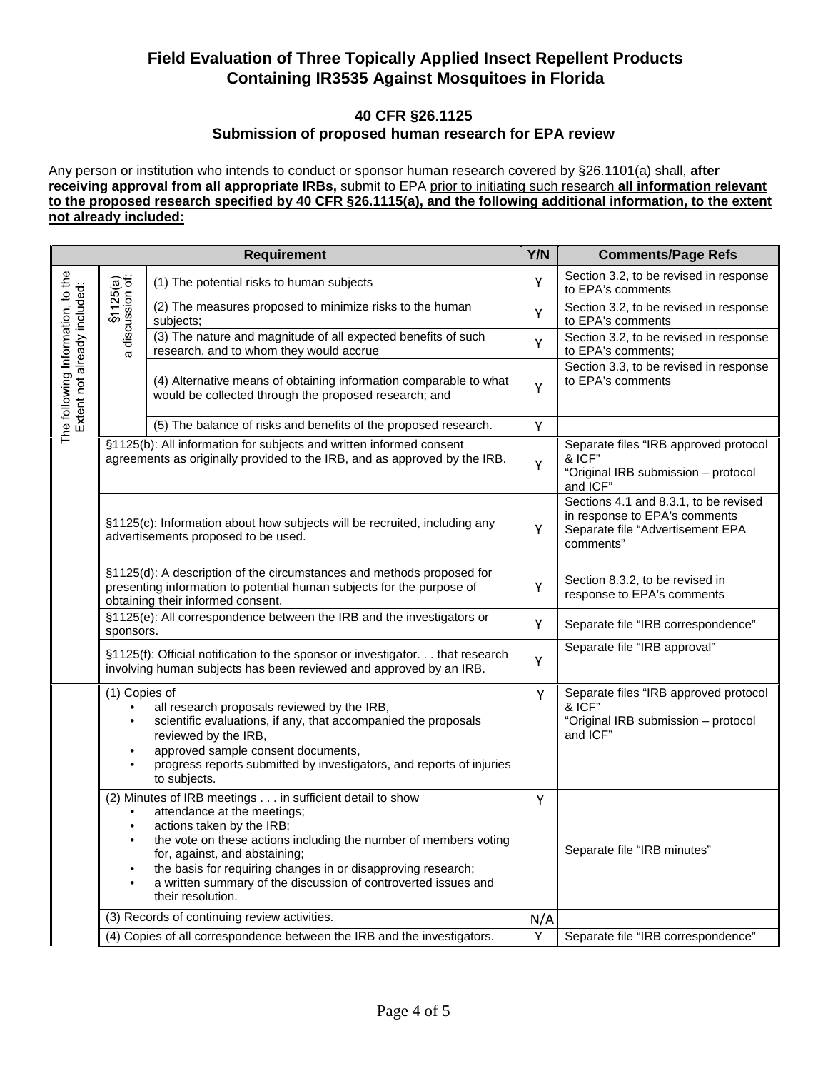## Field Evaluation of Three Topically Applied Insect Repellent Products Containing IR3535 Against Mosquitoes in Florida

### 40 CFR §26.1125
### Submission of proposed human research for EPA review

Any person or institution who intends to conduct or sponsor human research covered by §26.1101(a) shall, **after receiving approval from all appropriate IRBs,** submit to EPA prior to initiating such research **all information relevant to the proposed research specified by 40 CFR §26.1115(a), and the following additional information, to the extent not already included:**

| Requirement | | | Y/N | Comments/Page Refs |
|---|---|---|---|---|
| The following Information, to the Extent not already included: | §1125(a) a discussion of: | (1) The potential risks to human subjects | Y | Section 3.2, to be revised in response to EPA's comments |
| | | (2) The measures proposed to minimize risks to the human subjects; | Y | Section 3.2, to be revised in response to EPA's comments |
| | | (3) The nature and magnitude of all expected benefits of such research, and to whom they would accrue | Y | Section 3.2, to be revised in response to EPA's comments; |
| | | (4) Alternative means of obtaining information comparable to what would be collected through the proposed research; and | Y | Section 3.3, to be revised in response to EPA's comments |
| | | (5) The balance of risks and benefits of the proposed research. | Y | |
| | §1125(b): All information for subjects and written informed consent agreements as originally provided to the IRB, and as approved by the IRB. | | Y | Separate files "IRB approved protocol & ICF"<br>"Original IRB submission – protocol and ICF" |
| | §1125(c): Information about how subjects will be recruited, including any advertisements proposed to be used. | | Y | Sections 4.1 and 8.3.1, to be revised in response to EPA's comments<br>Separate file "Advertisement EPA comments" |
| | §1125(d): A description of the circumstances and methods proposed for presenting information to potential human subjects for the purpose of obtaining their informed consent. | | Y | Section 8.3.2, to be revised in response to EPA's comments |
| | §1125(e): All correspondence between the IRB and the investigators or sponsors. | | Y | Separate file "IRB correspondence" |
| | §1125(f): Official notification to the sponsor or investigator. . . that research involving human subjects has been reviewed and approved by an IRB. | | Y | Separate file "IRB approval" |
| | (1) Copies of<br>• all research proposals reviewed by the IRB,<br>• scientific evaluations, if any, that accompanied the proposals reviewed by the IRB,<br>• approved sample consent documents,<br>• progress reports submitted by investigators, and reports of injuries to subjects. | | Y | Separate files "IRB approved protocol & ICF"<br>"Original IRB submission – protocol and ICF" |
| | (2) Minutes of IRB meetings . . . in sufficient detail to show<br>• attendance at the meetings;<br>• actions taken by the IRB;<br>• the vote on these actions including the number of members voting for, against, and abstaining;<br>• the basis for requiring changes in or disapproving research;<br>• a written summary of the discussion of controverted issues and their resolution. | | Y | Separate file "IRB minutes" |
| | (3) Records of continuing review activities. | | N/A | |
| | (4) Copies of all correspondence between the IRB and the investigators. | | Y | Separate file "IRB correspondence" |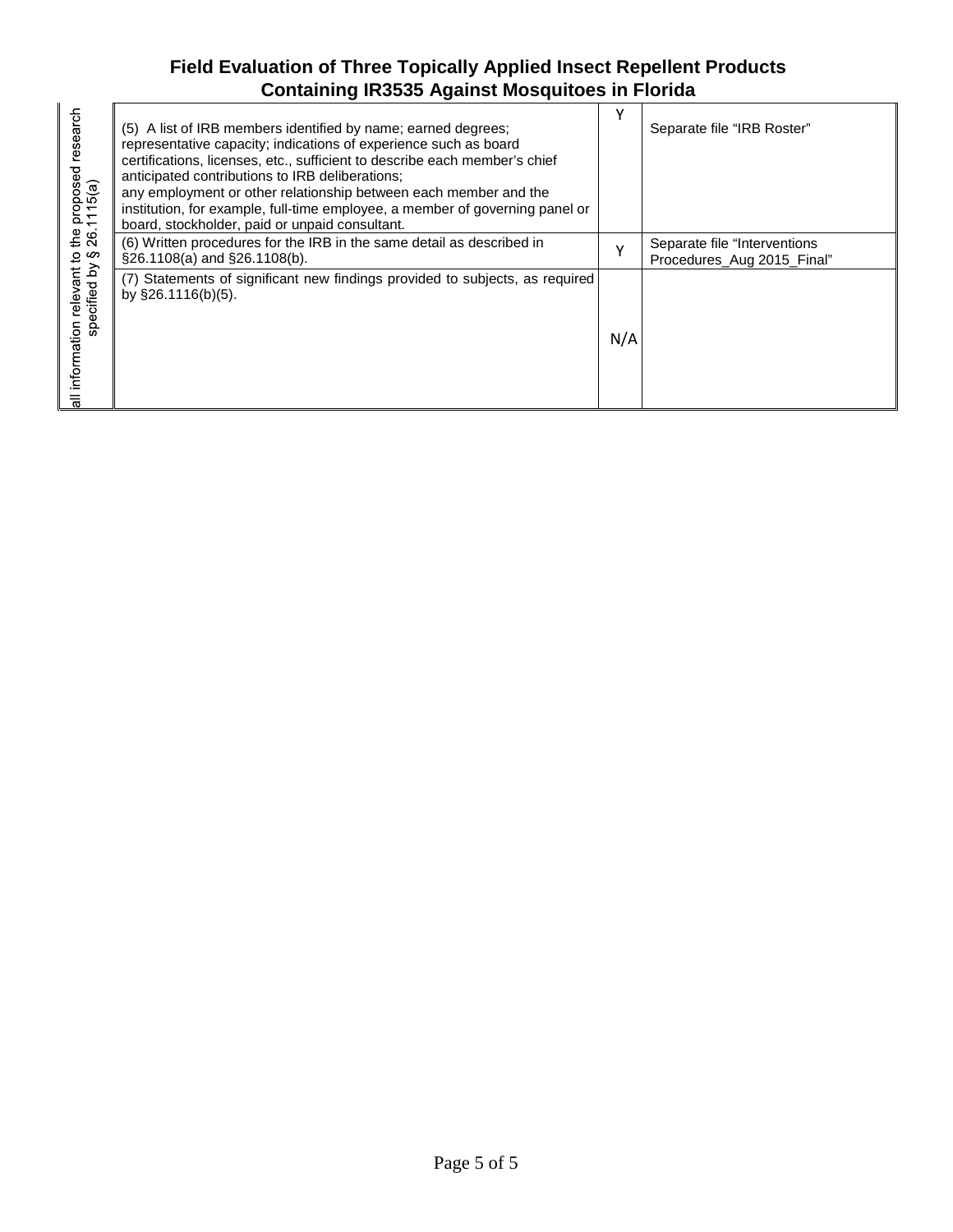**Field Evaluation of Three Topically Applied Insect Repellent Products Containing IR3535 Against Mosquitoes in Florida**

| | | | |
|---|---|---|---|
| all information relevant to the proposed research specified by § 26.1115(a) | (5) A list of IRB members identified by name; earned degrees; representative capacity; indications of experience such as board certifications, licenses, etc., sufficient to describe each member's chief anticipated contributions to IRB deliberations; any employment or other relationship between each member and the institution, for example, full-time employee, a member of governing panel or board, stockholder, paid or unpaid consultant. | Y | Separate file "IRB Roster" |
| | (6) Written procedures for the IRB in the same detail as described in §26.1108(a) and §26.1108(b). | Y | Separate file "Interventions Procedures_Aug 2015_Final" |
| | (7) Statements of significant new findings provided to subjects, as required by §26.1116(b)(5). | N/A | |